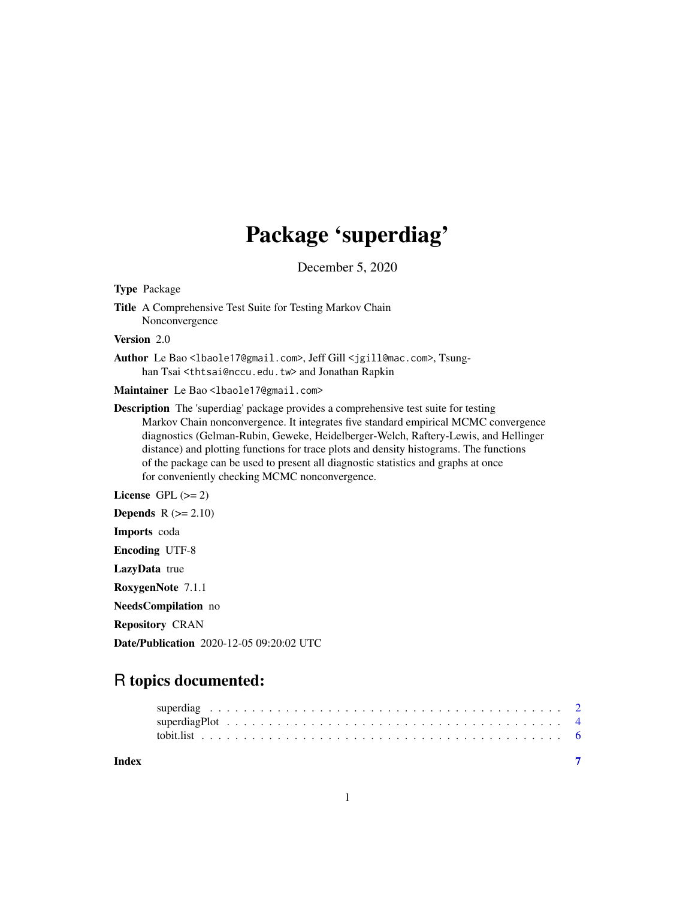# Package 'superdiag'

December 5, 2020

**Type** Package

**Title** A Comprehensive Test Suite for Testing Markov Chain Nonconvergence

**Version** 2.0

**Author** Le Bao <lbaole17@gmail.com>, Jeff Gill <jgill@mac.com>, Tsung-han Tsai <thtsai@nccu.edu.tw> and Jonathan Rapkin

**Maintainer** Le Bao <lbaole17@gmail.com>

**Description** The 'superdiag' package provides a comprehensive test suite for testing Markov Chain nonconvergence. It integrates five standard empirical MCMC convergence diagnostics (Gelman-Rubin, Geweke, Heidelberger-Welch, Raftery-Lewis, and Hellinger distance) and plotting functions for trace plots and density histograms. The functions of the package can be used to present all diagnostic statistics and graphs at once for conveniently checking MCMC nonconvergence.

**License** GPL (>= 2)

**Depends** R (>= 2.10)

**Imports** coda

**Encoding** UTF-8

**LazyData** true

**RoxygenNote** 7.1.1

**NeedsCompilation** no

**Repository** CRAN

**Date/Publication** 2020-12-05 09:20:02 UTC

## R topics documented:

superdiag . . . . . . . . . . . . . . . . . . . . . . . . . . . . . . . . . . . . . . . . 2
superdiagPlot . . . . . . . . . . . . . . . . . . . . . . . . . . . . . . . . . . . . . . 4
tobit.list . . . . . . . . . . . . . . . . . . . . . . . . . . . . . . . . . . . . . . . . 6

**Index** **7**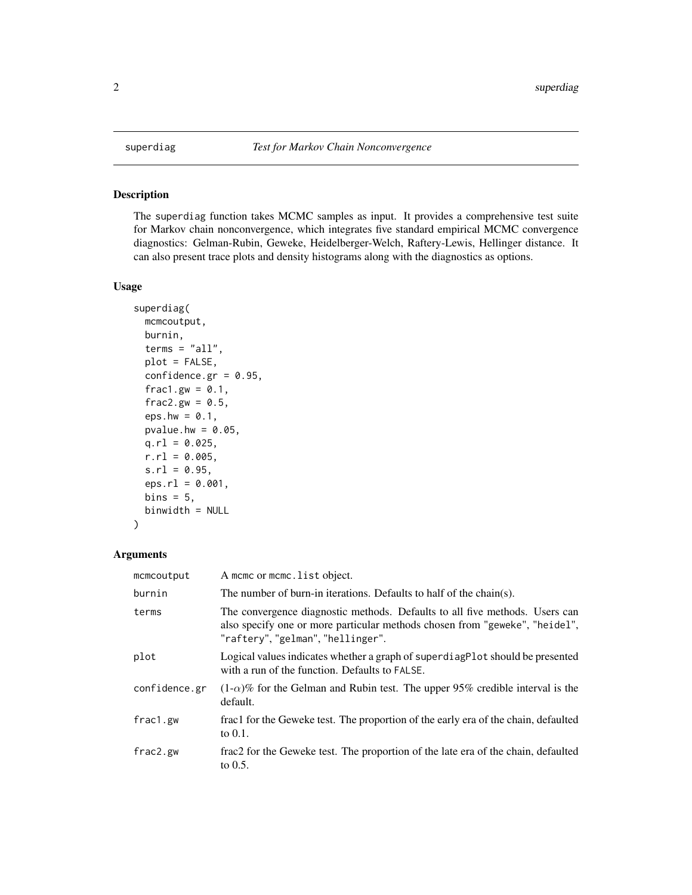# superdiag — *Test for Markov Chain Nonconvergence*

## Description

The `superdiag` function takes MCMC samples as input. It provides a comprehensive test suite for Markov chain nonconvergence, which integrates five standard empirical MCMC convergence diagnostics: Gelman-Rubin, Geweke, Heidelberger-Welch, Raftery-Lewis, Hellinger distance. It can also present trace plots and density histograms along with the diagnostics as options.

## Usage

```
superdiag(
  mcmcoutput,
  burnin,
  terms = "all",
  plot = FALSE,
  confidence.gr = 0.95,
  frac1.gw = 0.1,
  frac2.gw = 0.5,
  eps.hw = 0.1,
  pvalue.hw = 0.05,
  q.rl = 0.025,
  r.rl = 0.005,
  s.rl = 0.95,
  eps.rl = 0.001,
  bins = 5,
  binwidth = NULL
)
```

## Arguments

| Argument | Description |
| --- | --- |
| `mcmcoutput` | A `mcmc` or `mcmc.list` object. |
| `burnin` | The number of burn-in iterations. Defaults to half of the chain(s). |
| `terms` | The convergence diagnostic methods. Defaults to all five methods. Users can also specify one or more particular methods chosen from "geweke", "heidel", "raftery", "gelman", "hellinger". |
| `plot` | Logical values indicates whether a graph of `superdiagPlot` should be presented with a run of the function. Defaults to `FALSE`. |
| `confidence.gr` | $(1-\alpha)\%$ for the Gelman and Rubin test. The upper 95% credible interval is the default. |
| `frac1.gw` | frac1 for the Geweke test. The proportion of the early era of the chain, defaulted to 0.1. |
| `frac2.gw` | frac2 for the Geweke test. The proportion of the late era of the chain, defaulted to 0.5. |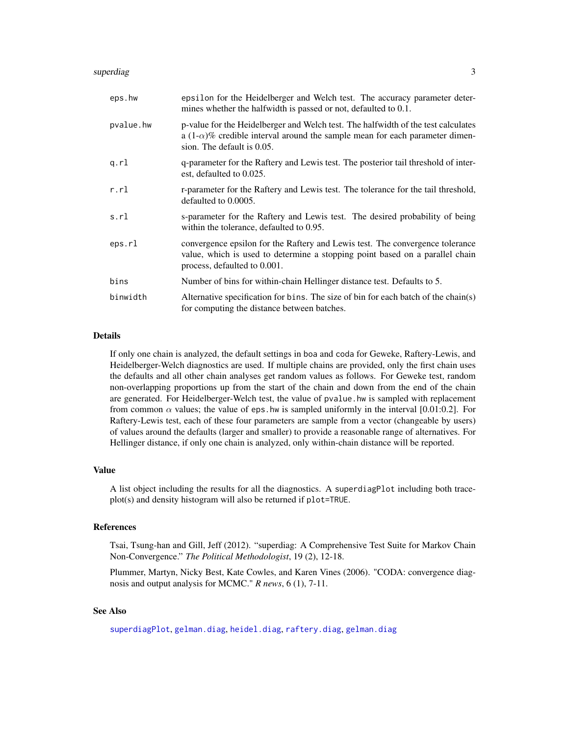| | |
|---|---|
| `eps.hw` | epsilon for the Heidelberger and Welch test. The accuracy parameter determines whether the halfwidth is passed or not, defaulted to 0.1. |
| `pvalue.hw` | p-value for the Heidelberger and Welch test. The halfwidth of the test calculates a (1-$\alpha$)% credible interval around the sample mean for each parameter dimension. The default is 0.05. |
| `q.rl` | q-parameter for the Raftery and Lewis test. The posterior tail threshold of interest, defaulted to 0.025. |
| `r.rl` | r-parameter for the Raftery and Lewis test. The tolerance for the tail threshold, defaulted to 0.0005. |
| `s.rl` | s-parameter for the Raftery and Lewis test. The desired probability of being within the tolerance, defaulted to 0.95. |
| `eps.rl` | convergence epsilon for the Raftery and Lewis test. The convergence tolerance value, which is used to determine a stopping point based on a parallel chain process, defaulted to 0.001. |
| `bins` | Number of bins for within-chain Hellinger distance test. Defaults to 5. |
| `binwidth` | Alternative specification for `bins`. The size of bin for each batch of the chain(s) for computing the distance between batches. |

## Details

If only one chain is analyzed, the default settings in `boa` and `coda` for Geweke, Raftery-Lewis, and Heidelberger-Welch diagnostics are used. If multiple chains are provided, only the first chain uses the defaults and all other chain analyses get random values as follows. For Geweke test, random non-overlapping proportions up from the start of the chain and down from the end of the chain are generated. For Heidelberger-Welch test, the value of `pvalue.hw` is sampled with replacement from common $\alpha$ values; the value of `eps.hw` is sampled uniformly in the interval [0.01:0.2]. For Raftery-Lewis test, each of these four parameters are sample from a vector (changeable by users) of values around the defaults (larger and smaller) to provide a reasonable range of alternatives. For Hellinger distance, if only one chain is analyzed, only within-chain distance will be reported.

## Value

A list object including the results for all the diagnostics. A `superdiagPlot` including both traceplot(s) and density histogram will also be returned if `plot=TRUE`.

## References

Tsai, Tsung-han and Gill, Jeff (2012). "superdiag: A Comprehensive Test Suite for Markov Chain Non-Convergence." *The Political Methodologist*, 19 (2), 12-18.

Plummer, Martyn, Nicky Best, Kate Cowles, and Karen Vines (2006). "CODA: convergence diagnosis and output analysis for MCMC." *R news*, 6 (1), 7-11.

## See Also

`superdiagPlot`, `gelman.diag`, `heidel.diag`, `raftery.diag`, `gelman.diag`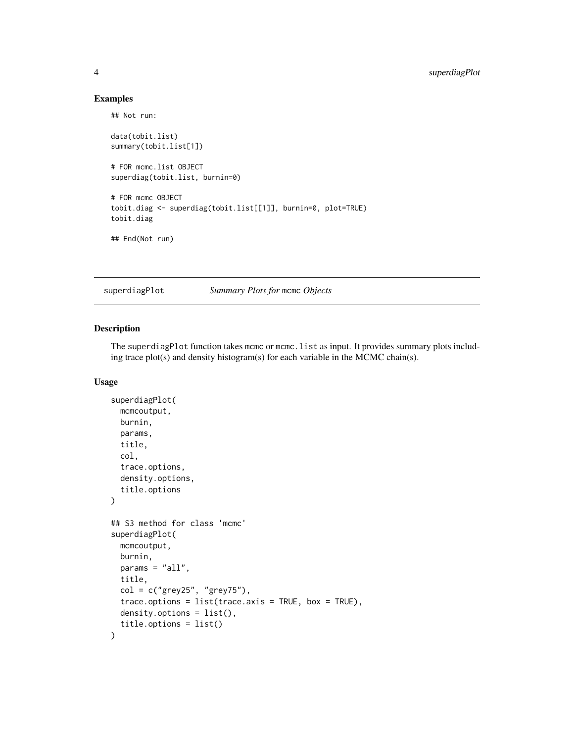### Examples

```
## Not run:

data(tobit.list)
summary(tobit.list[1])

# FOR mcmc.list OBJECT
superdiag(tobit.list, burnin=0)

# FOR mcmc OBJECT
tobit.diag <- superdiag(tobit.list[[1]], burnin=0, plot=TRUE)
tobit.diag

## End(Not run)
```

---

## superdiagPlot *Summary Plots for* mcmc *Objects*

---

### Description

The superdiagPlot function takes mcmc or mcmc.list as input. It provides summary plots including trace plot(s) and density histogram(s) for each variable in the MCMC chain(s).

### Usage

```
superdiagPlot(
  mcmcoutput,
  burnin,
  params,
  title,
  col,
  trace.options,
  density.options,
  title.options
)

## S3 method for class 'mcmc'
superdiagPlot(
  mcmcoutput,
  burnin,
  params = "all",
  title,
  col = c("grey25", "grey75"),
  trace.options = list(trace.axis = TRUE, box = TRUE),
  density.options = list(),
  title.options = list()
)
```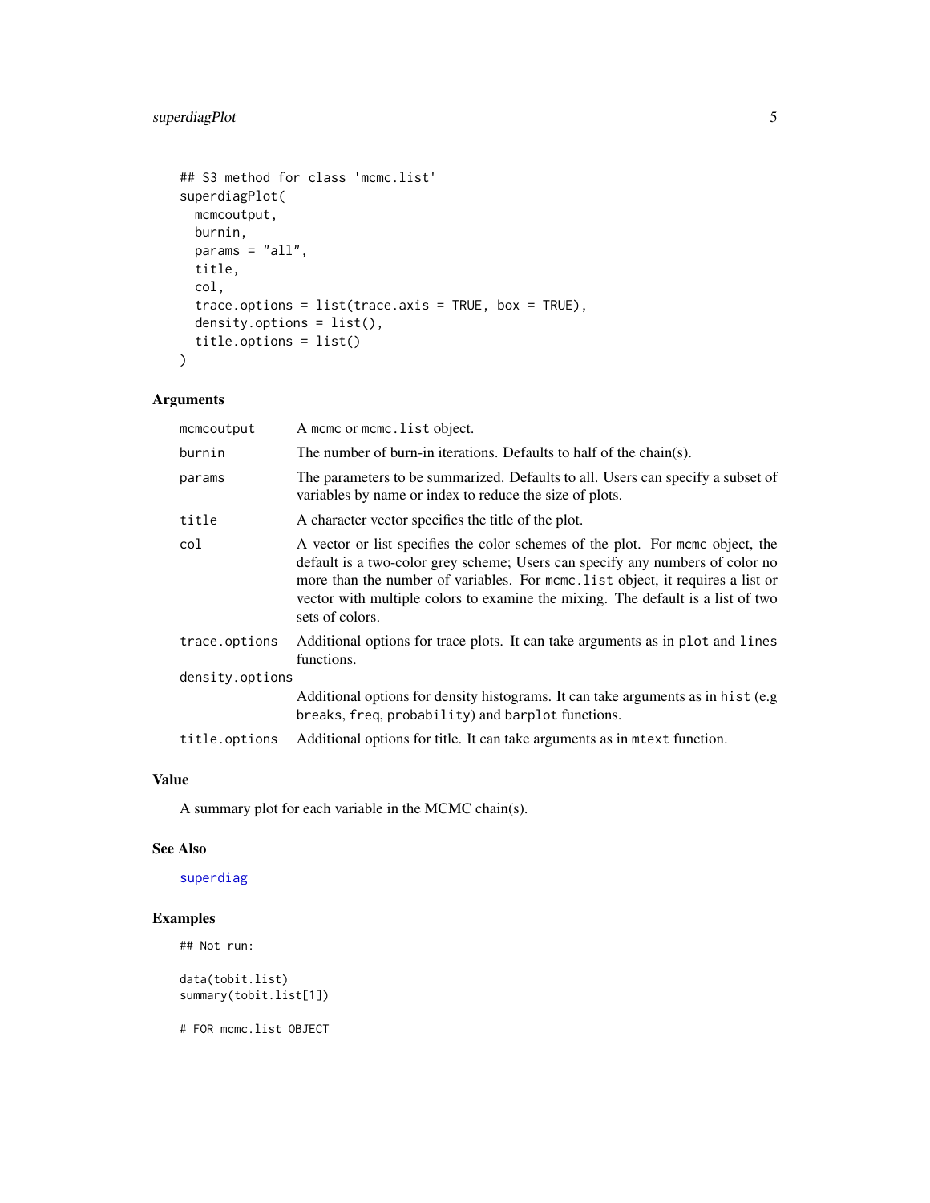```
## S3 method for class 'mcmc.list'
superdiagPlot(
  mcmcoutput,
  burnin,
  params = "all",
  title,
  col,
  trace.options = list(trace.axis = TRUE, box = TRUE),
  density.options = list(),
  title.options = list()
)
```

### Arguments

| | |
|---|---|
| `mcmcoutput` | A `mcmc` or `mcmc.list` object. |
| `burnin` | The number of burn-in iterations. Defaults to half of the chain(s). |
| `params` | The parameters to be summarized. Defaults to all. Users can specify a subset of variables by name or index to reduce the size of plots. |
| `title` | A character vector specifies the title of the plot. |
| `col` | A vector or list specifies the color schemes of the plot. For `mcmc` object, the default is a two-color grey scheme; Users can specify any numbers of color no more than the number of variables. For `mcmc.list` object, it requires a list or vector with multiple colors to examine the mixing. The default is a list of two sets of colors. |
| `trace.options` | Additional options for trace plots. It can take arguments as in `plot` and `lines` functions. |
| `density.options` | Additional options for density histograms. It can take arguments as in `hist` (e.g `breaks`, `freq`, `probability`) and `barplot` functions. |
| `title.options` | Additional options for title. It can take arguments as in `mtext` function. |

### Value

A summary plot for each variable in the MCMC chain(s).

### See Also

superdiag

### Examples

```
## Not run:

data(tobit.list)
summary(tobit.list[1])

# FOR mcmc.list OBJECT
```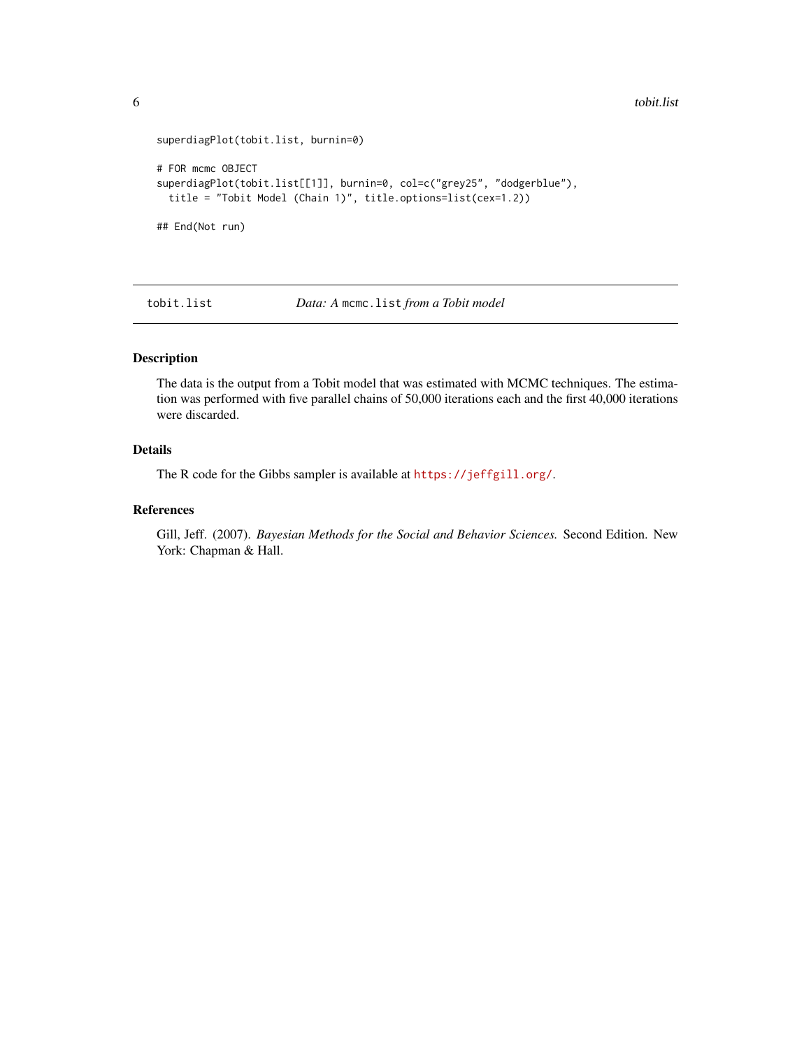```
superdiagPlot(tobit.list, burnin=0)

# FOR mcmc OBJECT
superdiagPlot(tobit.list[[1]], burnin=0, col=c("grey25", "dodgerblue"),
  title = "Tobit Model (Chain 1)", title.options=list(cex=1.2))

## End(Not run)
```

---

## tobit.list — *Data: A* `mcmc.list` *from a Tobit model*

### Description

The data is the output from a Tobit model that was estimated with MCMC techniques. The estimation was performed with five parallel chains of 50,000 iterations each and the first 40,000 iterations were discarded.

### Details

The R code for the Gibbs sampler is available at https://jeffgill.org/.

### References

Gill, Jeff. (2007). *Bayesian Methods for the Social and Behavior Sciences.* Second Edition. New York: Chapman & Hall.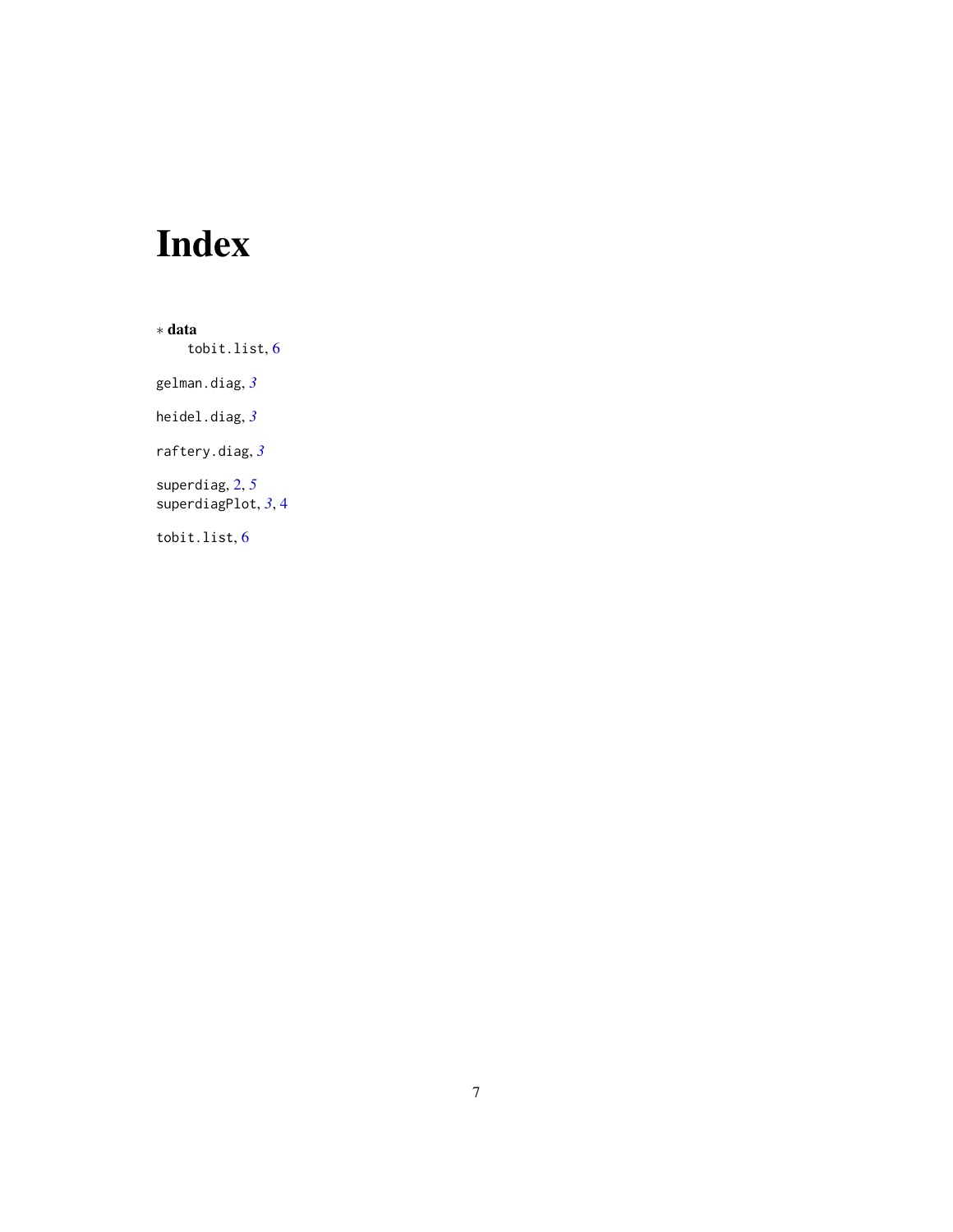# Index

∗ **data**
    tobit.list, 6

gelman.diag, *3*

heidel.diag, *3*

raftery.diag, *3*

superdiag, 2, *5*
superdiagPlot, *3*, 4

tobit.list, 6